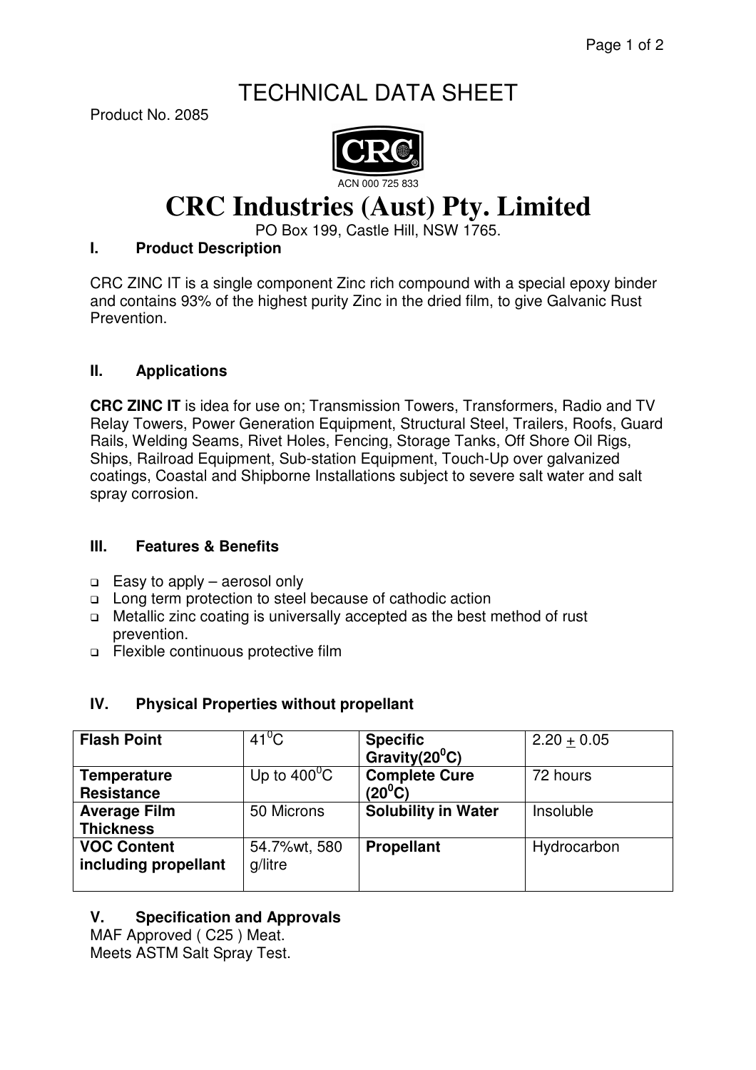# TECHNICAL DATA SHEET

Product No. 2085

ACN 000 725 833

# CRC Industries (Aust) Pty. Limited

PO Box 199, Castle Hill, NSW 1765.

## I. Product Description

CRC ZINC IT is a single component Zinc rich compound with a special epoxy binder and contains 93% of the highest purity Zinc in the dried film, to give Galvanic Rust Prevention.

## II. Applications

**CRC ZINC IT** is idea for use on; Transmission Towers, Transformers, Radio and TV Relay Towers, Power Generation Equipment, Structural Steel, Trailers, Roofs, Guard Rails, Welding Seams, Rivet Holes, Fencing, Storage Tanks, Off Shore Oil Rigs, Ships, Railroad Equipment, Sub-station Equipment, Touch-Up over galvanized coatings, Coastal and Shipborne Installations subject to severe salt water and salt spray corrosion.

## III. Features & Benefits

- Easy to apply – aerosol only
- Long term protection to steel because of cathodic action
- Metallic zinc coating is universally accepted as the best method of rust prevention.
- Flexible continuous protective film

## IV. Physical Properties without propellant

| **Flash Point** | $41^0$C | **Specific Gravity(20$^0$C)** | 2.20 $\pm$ 0.05 |
|---|---|---|---|
| **Temperature Resistance** | Up to $400^0$C | **Complete Cure (20$^0$C)** | 72 hours |
| **Average Film Thickness** | 50 Microns | **Solubility in Water** | Insoluble |
| **VOC Content including propellant** | 54.7%wt, 580 g/litre | **Propellant** | Hydrocarbon |

## V. Specification and Approvals

MAF Approved ( C25 ) Meat.
Meets ASTM Salt Spray Test.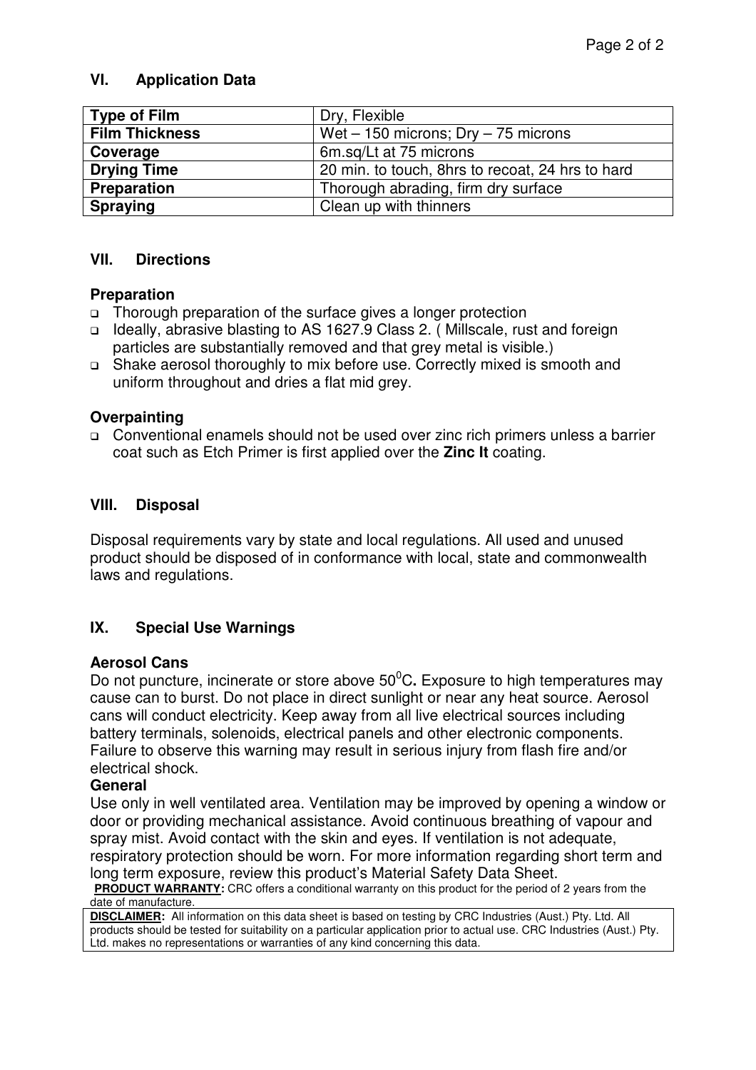## VI. Application Data

| | |
|---|---|
| **Type of Film** | Dry, Flexible |
| **Film Thickness** | Wet – 150 microns; Dry – 75 microns |
| **Coverage** | 6m.sq/Lt at 75 microns |
| **Drying Time** | 20 min. to touch, 8hrs to recoat, 24 hrs to hard |
| **Preparation** | Thorough abrading, firm dry surface |
| **Spraying** | Clean up with thinners |

## VII. Directions

### Preparation

- Thorough preparation of the surface gives a longer protection
- Ideally, abrasive blasting to AS 1627.9 Class 2. ( Millscale, rust and foreign particles are substantially removed and that grey metal is visible.)
- Shake aerosol thoroughly to mix before use. Correctly mixed is smooth and uniform throughout and dries a flat mid grey.

### Overpainting

- Conventional enamels should not be used over zinc rich primers unless a barrier coat such as Etch Primer is first applied over the **Zinc It** coating.

## VIII. Disposal

Disposal requirements vary by state and local regulations. All used and unused product should be disposed of in conformance with local, state and commonwealth laws and regulations.

## IX. Special Use Warnings

### Aerosol Cans

Do not puncture, incinerate or store above $50^0$C**.** Exposure to high temperatures may cause can to burst. Do not place in direct sunlight or near any heat source. Aerosol cans will conduct electricity. Keep away from all live electrical sources including battery terminals, solenoids, electrical panels and other electronic components. Failure to observe this warning may result in serious injury from flash fire and/or electrical shock.

### General

Use only in well ventilated area. Ventilation may be improved by opening a window or door or providing mechanical assistance. Avoid continuous breathing of vapour and spray mist. Avoid contact with the skin and eyes. If ventilation is not adequate, respiratory protection should be worn. For more information regarding short term and long term exposure, review this product's Material Safety Data Sheet.

**PRODUCT WARRANTY:** CRC offers a conditional warranty on this product for the period of 2 years from the date of manufacture.

**DISCLAIMER:** All information on this data sheet is based on testing by CRC Industries (Aust.) Pty. Ltd. All products should be tested for suitability on a particular application prior to actual use. CRC Industries (Aust.) Pty. Ltd. makes no representations or warranties of any kind concerning this data.